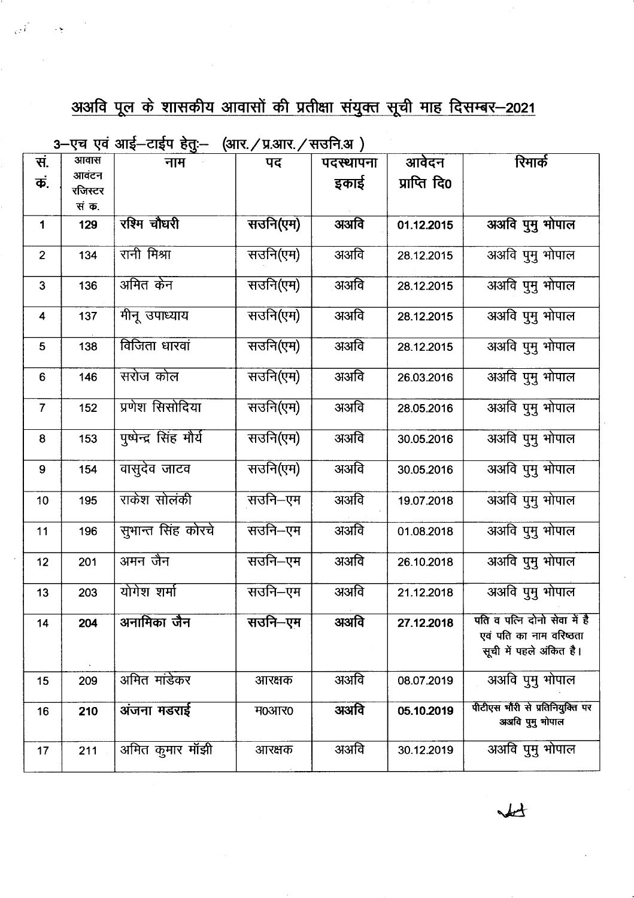# अअवि पूल के शासकीय आवासों की प्रतीक्षा संयुक्त सूची माह दिसम्बर–2021

3–एच एवं आई–टाईप हेतुः– (आर./प्र.आर./सउनि.अ )

| सं. क्र. | आवास आवंटन रजिस्टर सं क. | नाम | पद | पदस्थापना इकाई | आवेदन प्राप्ति दि0 | रिमार्क |
|---|---|---|---|---|---|---|
| 1 | **129** | **रश्मि चौधरी** | **सउनि(एम)** | **अअवि** | **01.12.2015** | **अअवि पुमु भोपाल** |
| 2 | 134 | रानी मिश्रा | सउनि(एम) | अअवि | 28.12.2015 | अअवि पुमु भोपाल |
| 3 | 136 | अमित केन | सउनि(एम) | अअवि | 28.12.2015 | अअवि पुमु भोपाल |
| 4 | 137 | मीनू उपाध्याय | सउनि(एम) | अअवि | 28.12.2015 | अअवि पुमु भोपाल |
| 5 | 138 | विजिता धारवां | सउनि(एम) | अअवि | 28.12.2015 | अअवि पुमु भोपाल |
| 6 | 146 | सरोज कोल | सउनि(एम) | अअवि | 26.03.2016 | अअवि पुमु भोपाल |
| 7 | 152 | प्रणेश सिसोदिया | सउनि(एम) | अअवि | 28.05.2016 | अअवि पुमु भोपाल |
| 8 | 153 | पुष्पेन्द्र सिंह मौर्य | सउनि(एम) | अअवि | 30.05.2016 | अअवि पुमु भोपाल |
| 9 | 154 | वासुदेव जाटव | सउनि(एम) | अअवि | 30.05.2016 | अअवि पुमु भोपाल |
| 10 | 195 | राकेश सोलंकी | सउनि–एम | अअवि | 19.07.2018 | अअवि पुमु भोपाल |
| 11 | 196 | सुभान्त सिंह कोरचे | सउनि–एम | अअवि | 01.08.2018 | अअवि पुमु भोपाल |
| 12 | 201 | अमन जैन | सउनि–एम | अअवि | 26.10.2018 | अअवि पुमु भोपाल |
| 13 | 203 | योगेश शर्मा | सउनि–एम | अअवि | 21.12.2018 | अअवि पुमु भोपाल |
| 14 | **204** | **अनामिका जैन** | **सउनि–एम** | **अअवि** | **27.12.2018** | पति व पत्नि दोनो सेवा में है एवं पति का नाम वरिष्ठता सूची में पहले अंकित है। |
| 15 | 209 | अमित मांडेकर | आरक्षक | अअवि | 08.07.2019 | अअवि पुमु भोपाल |
| 16 | **210** | **अंजना मडराई** | म0आर0 | **अअवि** | **05.10.2019** | पीटीएस भौंरी से प्रतिनियुक्ति पर अअवि पुमु भोपाल |
| 17 | 211 | अमित कुमार मॉझी | आरक्षक | अअवि | 30.12.2019 | अअवि पुमु भोपाल |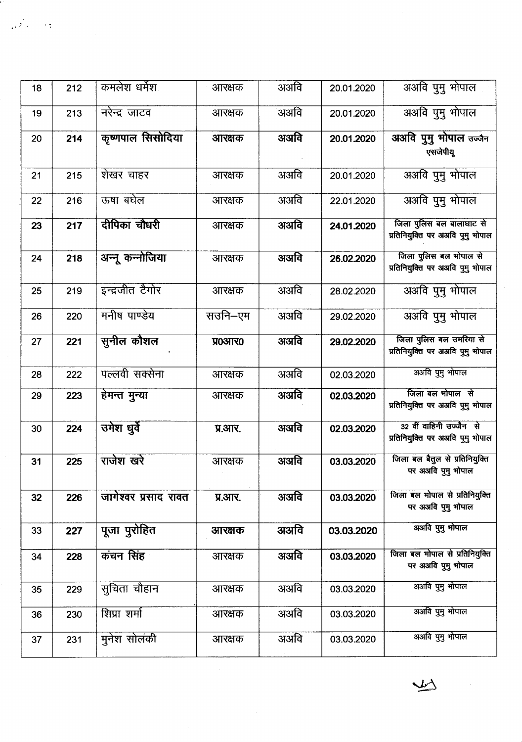| 18 | 212 | कमलेश धर्मेश | आरक्षक | अअवि | 20.01.2020 | अअवि पुमु भोपाल |
|---|---|---|---|---|---|---|
| 19 | 213 | नरेन्द्र जाटव | आरक्षक | अअवि | 20.01.2020 | अअवि पुमु भोपाल |
| 20 | **214** | **कृष्णपाल सिसोदिया** | **आरक्षक** | **अअवि** | **20.01.2020** | **अअवि पुमु भोपाल** उज्जैन एसजेपीयू |
| 21 | 215 | शेखर चाहर | आरक्षक | अअवि | 20.01.2020 | अअवि पुमु भोपाल |
| 22 | 216 | ऊषा बघेल | आरक्षक | अअवि | 22.01.2020 | अअवि पुमु भोपाल |
| **23** | **217** | **दीपिका चौधरी** | आरक्षक | **अअवि** | **24.01.2020** | जिला पुलिस बल बालाघाट से प्रतिनियुक्ति पर अअवि पुमु भोपाल |
| 24 | **218** | **अन्नू कन्नोजिया** | आरक्षक | **अअवि** | **26.02.2020** | जिला पुलिस बल भोपाल से प्रतिनियुक्ति पर अअवि पुमु भोपाल |
| 25 | 219 | इन्द्रजीत टैगोर | आरक्षक | अअवि | 28.02.2020 | अअवि पुमु भोपाल |
| 26 | 220 | मनीष पाण्डेय | सउनि–एम | अअवि | 29.02.2020 | अअवि पुमु भोपाल |
| 27 | **221** | **सुनील कौशल** | **प्र0आर0** | **अअवि** | **29.02.2020** | जिला पुलिस बल उमरिया से प्रतिनियुक्ति पर अअवि पुमु भोपाल |
| 28 | 222 | पल्लवी सक्सेना | आरक्षक | अअवि | 02.03.2020 | अअवि पुमु भोपाल |
| 29 | **223** | **हेमन्त मुन्या** | आरक्षक | **अअवि** | **02.03.2020** | जिला बल भोपाल से प्रतिनियुक्ति पर अअवि पुमु भोपाल |
| 30 | **224** | **उमेश धुर्वे** | **प्र.आर.** | **अअवि** | **02.03.2020** | 32 वीं वाहिनी उज्जैन से प्रतिनियुक्ति पर अअवि पुमु भोपाल |
| **31** | **225** | **राजेश खरे** | आरक्षक | **अअवि** | **03.03.2020** | जिला बल बैतुल से प्रतिनियुक्ति पर अअवि पुमु भोपाल |
| **32** | **226** | **जागेश्वर प्रसाद रावत** | **प्र.आर.** | **अअवि** | **03.03.2020** | जिला बल भोपाल से प्रतिनियुक्ति पर अअवि पुमु भोपाल |
| 33 | **227** | **पूजा पुरोहित** | **आरक्षक** | **अअवि** | **03.03.2020** | अअवि पुमु भोपाल |
| 34 | **228** | **कंचन सिंह** | आरक्षक | **अअवि** | **03.03.2020** | जिला बल भोपाल से प्रतिनियुक्ति पर अअवि पुमु भोपाल |
| 35 | 229 | सुचिता चौहान | आरक्षक | अअवि | 03.03.2020 | अअवि पुमु भोपाल |
| 36 | 230 | शिप्रा शर्मा | आरक्षक | अअवि | 03.03.2020 | अअवि पुमु भोपाल |
| 37 | 231 | मुनेश सोलंकी | आरक्षक | अअवि | 03.03.2020 | अअवि पुमु भोपाल |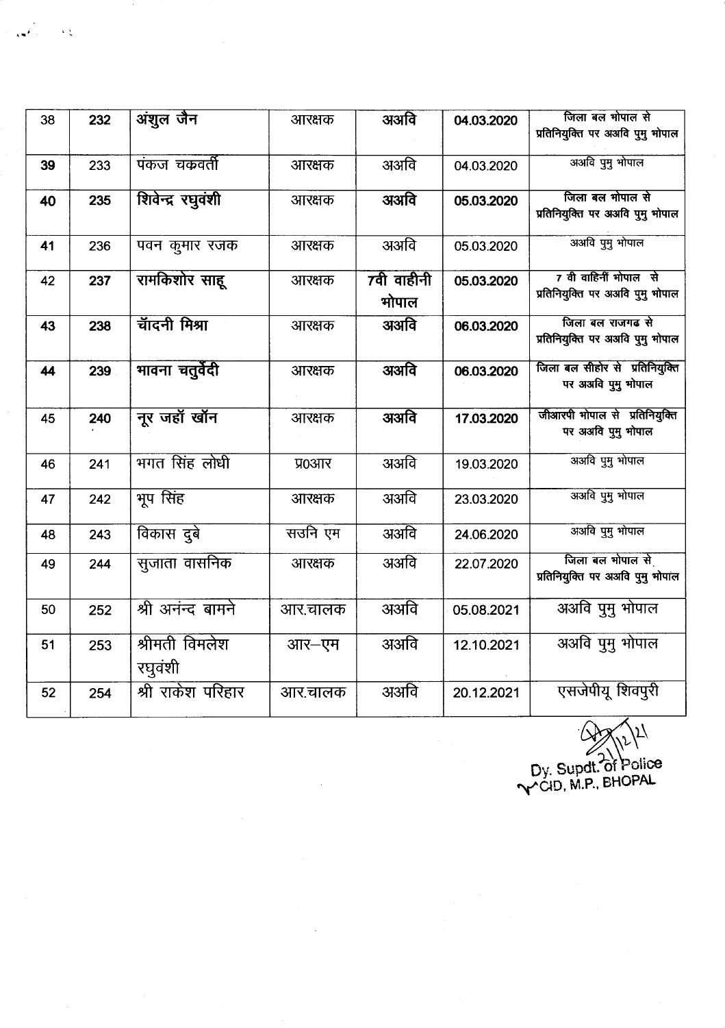| | | | | | | |
|---|---|---|---|---|---|---|
| 38 | **232** | **अंशुल जैन** | आरक्षक | **अअवि** | **04.03.2020** | जिला बल भोपाल से प्रतिनियुक्ति पर अअवि पुमु भोपाल |
| 39 | **233** | पंकज चकवर्ती | आरक्षक | अअवि | 04.03.2020 | अअवि पुमु भोपाल |
| **40** | **235** | **शिवेन्द्र रघुवंशी** | आरक्षक | **अअवि** | **05.03.2020** | जिला बल भोपाल से प्रतिनियुक्ति पर अअवि पुमु भोपाल |
| **41** | 236 | पवन कुमार रजक | आरक्षक | अअवि | 05.03.2020 | अअवि पुमु भोपाल |
| 42 | **237** | **रामकिशोर साहू** | आरक्षक | **7वी वाहीनी भोपाल** | **05.03.2020** | 7 वी वाहिनीं भोपाल से प्रतिनियुक्ति पर अअवि पुमु भोपाल |
| 43 | **238** | **चॉदनी मिश्रा** | आरक्षक | **अअवि** | **06.03.2020** | जिला बल राजगढ से प्रतिनियुक्ति पर अअवि पुमु भोपाल |
| **44** | **239** | **भावना चतुर्वेदी** | आरक्षक | **अअवि** | **06.03.2020** | जिला बल सीहोर से प्रतिनियुक्ति पर अअवि पुमु भोपाल |
| 45 | **240** | **नूर जहॉ खॉन** | आरक्षक | **अअवि** | **17.03.2020** | जीआरपी भोपाल से प्रतिनियुक्ति पर अअवि पुमु भोपाल |
| 46 | 241 | भगत सिंह लोधी | प्र0आर | अअवि | 19.03.2020 | अअवि पुमु भोपाल |
| 47 | 242 | भूप सिंह | आरक्षक | अअवि | 23.03.2020 | अअवि पुमु भोपाल |
| 48 | 243 | विकास दुबे | सउनि एम | अअवि | 24.06.2020 | अअवि पुमु भोपाल |
| 49 | 244 | सुजाता वासनिक | आरक्षक | अअवि | 22.07.2020 | जिला बल भोपाल से प्रतिनियुक्ति पर अअवि पुमु भोपाल |
| 50 | 252 | श्री अनंन्द बामने | आर.चालक | अअवि | 05.08.2021 | अअवि पुमु भोपाल |
| 51 | 253 | श्रीमती विमलेश रघुवंशी | आर–एम | अअवि | 12.10.2021 | अअवि पुमु भोपाल |
| 52 | 254 | श्री राकेश परिहार | आर.चालक | अअवि | 20.12.2021 | एसजेपीयू शिवपुरी |

21/12/21

Dy. Supdt. of Police
CID, M.P., BHOPAL